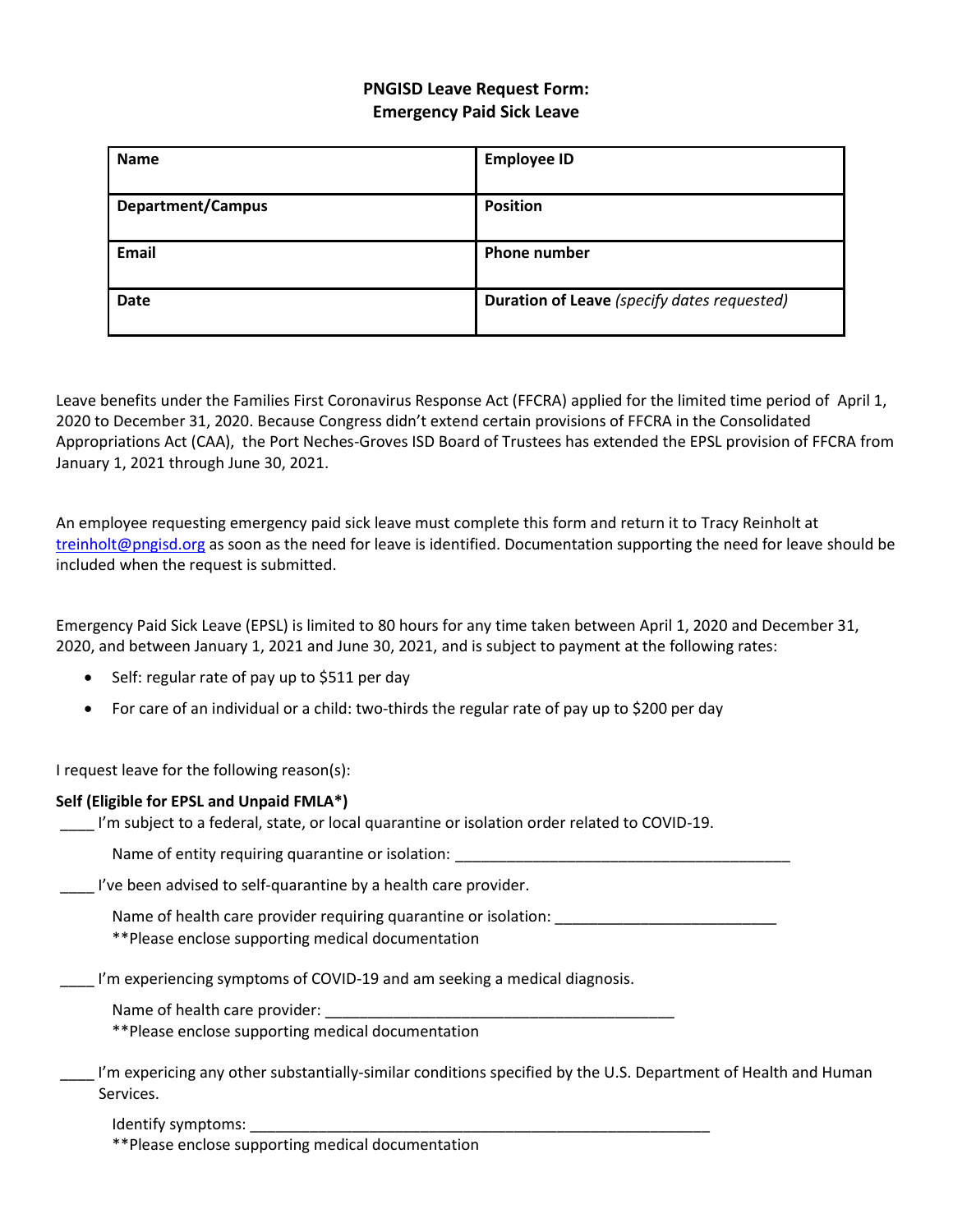## PNGISD Leave Request Form: Emergency Paid Sick Leave

| **Name** | **Employee ID** |
| --- | --- |
| **Department/Campus** | **Position** |
| **Email** | **Phone number** |
| **Date** | **Duration of Leave** *(specify dates requested)* |

Leave benefits under the Families First Coronavirus Response Act (FFCRA) applied for the limited time period of April 1, 2020 to December 31, 2020. Because Congress didn't extend certain provisions of FFCRA in the Consolidated Appropriations Act (CAA), the Port Neches-Groves ISD Board of Trustees has extended the EPSL provision of FFCRA from January 1, 2021 through June 30, 2021.

An employee requesting emergency paid sick leave must complete this form and return it to Tracy Reinholt at treinholt@pngisd.org as soon as the need for leave is identified. Documentation supporting the need for leave should be included when the request is submitted.

Emergency Paid Sick Leave (EPSL) is limited to 80 hours for any time taken between April 1, 2020 and December 31, 2020, and between January 1, 2021 and June 30, 2021, and is subject to payment at the following rates:

- Self: regular rate of pay up to $511 per day
- For care of an individual or a child: two-thirds the regular rate of pay up to $200 per day

I request leave for the following reason(s):

**Self (Eligible for EPSL and Unpaid FMLA*)**

____ I'm subject to a federal, state, or local quarantine or isolation order related to COVID-19.

Name of entity requiring quarantine or isolation: ________________________________________

____ I've been advised to self-quarantine by a health care provider.

Name of health care provider requiring quarantine or isolation: __________________________
**Please enclose supporting medical documentation

____ I'm experiencing symptoms of COVID-19 and am seeking a medical diagnosis.

Name of health care provider: __________________________________________
**Please enclose supporting medical documentation

____ I'm expericing any other substantially-similar conditions specified by the U.S. Department of Health and Human Services.

Identify symptoms: ________________________________________________________
**Please enclose supporting medical documentation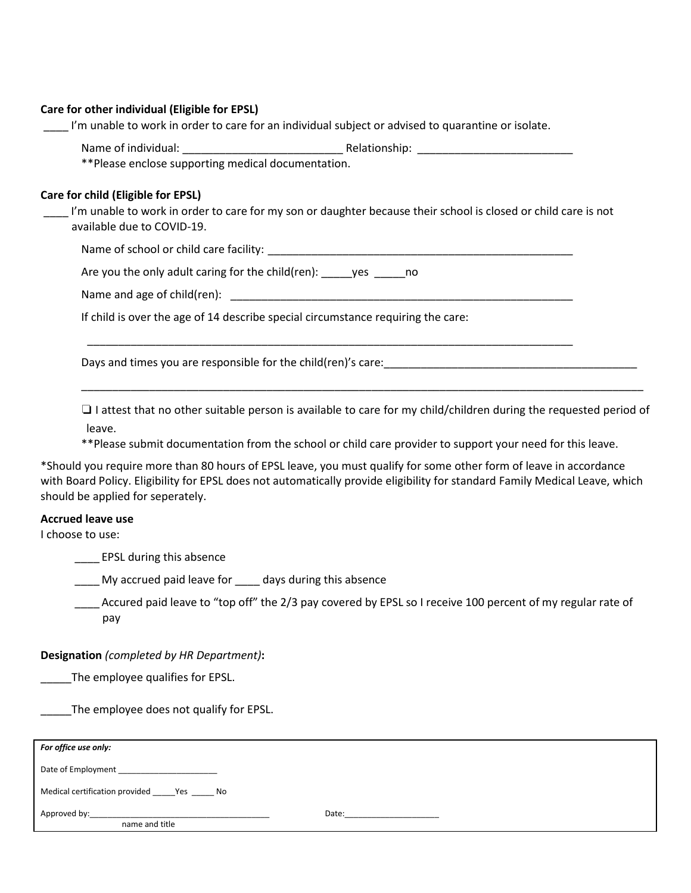**Care for other individual (Eligible for EPSL)**

____ I'm unable to work in order to care for an individual subject or advised to quarantine or isolate.

Name of individual: __________________________ Relationship: _________________________

**Please enclose supporting medical documentation.

**Care for child (Eligible for EPSL)**

____ I'm unable to work in order to care for my son or daughter because their school is closed or child care is not available due to COVID-19.

Name of school or child care facility: ___________________________________________________

Are you the only adult caring for the child(ren): _____yes _____no

Name and age of child(ren): __________________________________________________________

If child is over the age of 14 describe special circumstance requiring the care:

_________________________________________________________________________________

Days and times you are responsible for the child(ren)'s care:__________________________________________

____________________________________________________________________________________________

❑ I attest that no other suitable person is available to care for my child/children during the requested period of leave.

**Please submit documentation from the school or child care provider to support your need for this leave.

*Should you require more than 80 hours of EPSL leave, you must qualify for some other form of leave in accordance with Board Policy. Eligibility for EPSL does not automatically provide eligibility for standard Family Medical Leave, which should be applied for seperately.

**Accrued leave use**

I choose to use:

____ EPSL during this absence

____ My accrued paid leave for ____ days during this absence

____ Accured paid leave to "top off" the 2/3 pay covered by EPSL so I receive 100 percent of my regular rate of pay

**Designation** *(completed by HR Department)***:**

_____The employee qualifies for EPSL.

_____The employee does not qualify for EPSL.

***For office use only:***

Date of Employment ______________________

Medical certification provided _____Yes _____ No

Approved by:_______________________________________ Date:_____________________

name and title